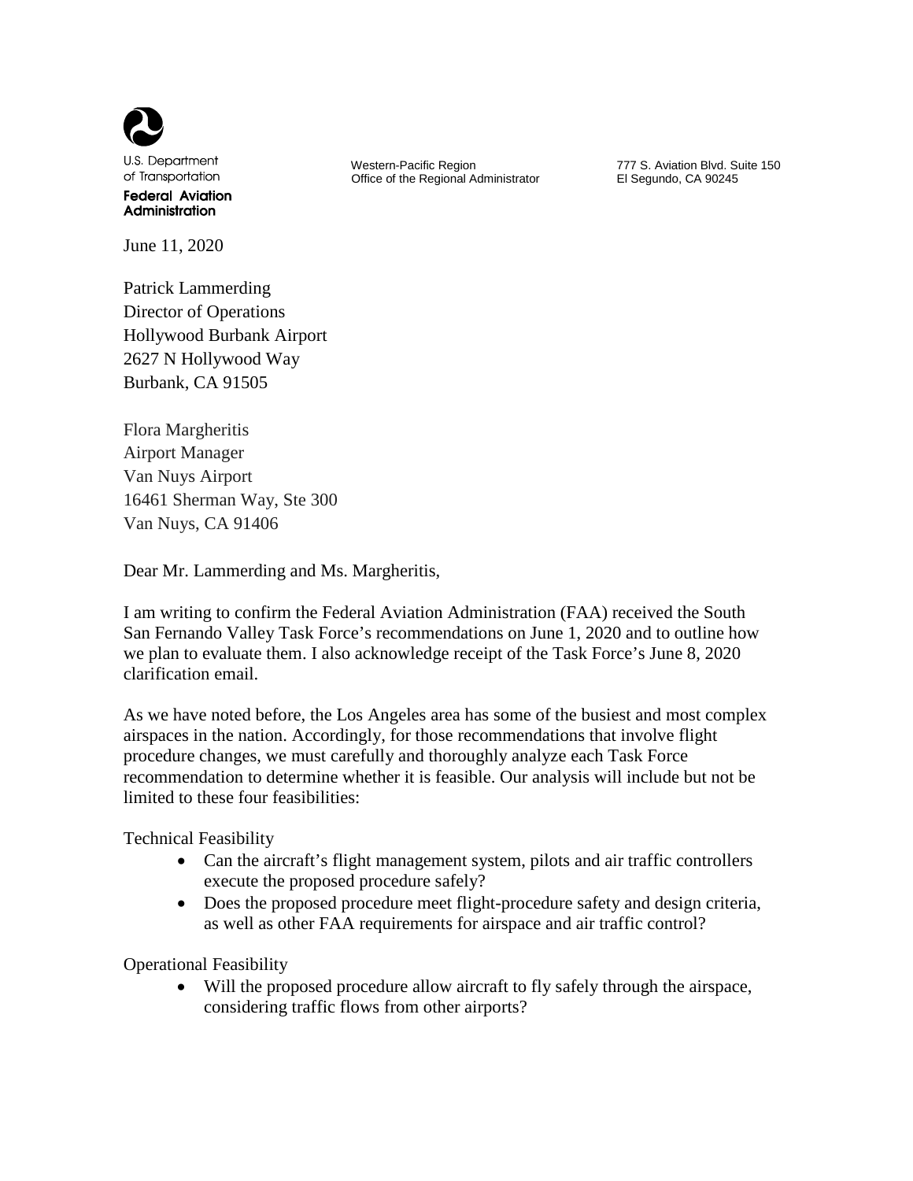U.S. Department of Transportation
**Federal Aviation Administration**

Western-Pacific Region
Office of the Regional Administrator

777 S. Aviation Blvd. Suite 150
El Segundo, CA 90245

June 11, 2020

Patrick Lammerding
Director of Operations
Hollywood Burbank Airport
2627 N Hollywood Way
Burbank, CA 91505

Flora Margheritis
Airport Manager
Van Nuys Airport
16461 Sherman Way, Ste 300
Van Nuys, CA 91406

Dear Mr. Lammerding and Ms. Margheritis,

I am writing to confirm the Federal Aviation Administration (FAA) received the South San Fernando Valley Task Force's recommendations on June 1, 2020 and to outline how we plan to evaluate them. I also acknowledge receipt of the Task Force's June 8, 2020 clarification email.

As we have noted before, the Los Angeles area has some of the busiest and most complex airspaces in the nation. Accordingly, for those recommendations that involve flight procedure changes, we must carefully and thoroughly analyze each Task Force recommendation to determine whether it is feasible. Our analysis will include but not be limited to these four feasibilities:

Technical Feasibility

- Can the aircraft's flight management system, pilots and air traffic controllers execute the proposed procedure safely?
- Does the proposed procedure meet flight-procedure safety and design criteria, as well as other FAA requirements for airspace and air traffic control?

Operational Feasibility

- Will the proposed procedure allow aircraft to fly safely through the airspace, considering traffic flows from other airports?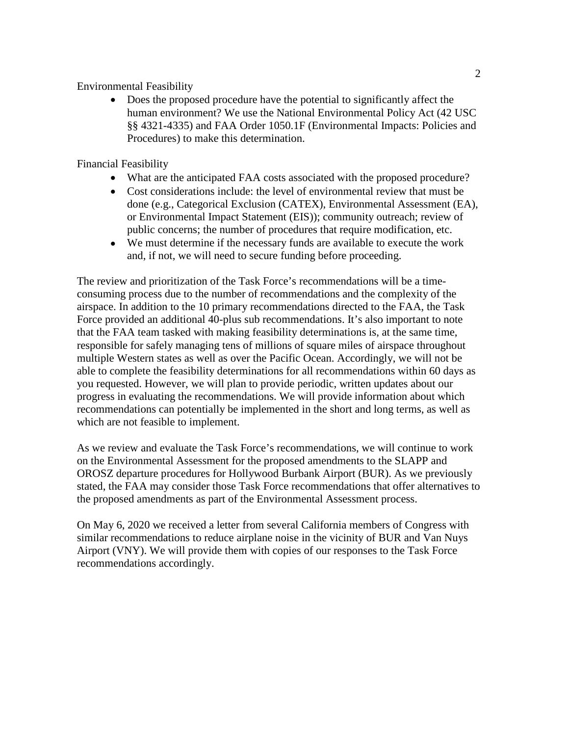Environmental Feasibility

- Does the proposed procedure have the potential to significantly affect the human environment? We use the National Environmental Policy Act (42 USC §§ 4321-4335) and FAA Order 1050.1F (Environmental Impacts: Policies and Procedures) to make this determination.

Financial Feasibility

- What are the anticipated FAA costs associated with the proposed procedure?
- Cost considerations include: the level of environmental review that must be done (e.g., Categorical Exclusion (CATEX), Environmental Assessment (EA), or Environmental Impact Statement (EIS)); community outreach; review of public concerns; the number of procedures that require modification, etc.
- We must determine if the necessary funds are available to execute the work and, if not, we will need to secure funding before proceeding.

The review and prioritization of the Task Force's recommendations will be a time-consuming process due to the number of recommendations and the complexity of the airspace. In addition to the 10 primary recommendations directed to the FAA, the Task Force provided an additional 40-plus sub recommendations. It's also important to note that the FAA team tasked with making feasibility determinations is, at the same time, responsible for safely managing tens of millions of square miles of airspace throughout multiple Western states as well as over the Pacific Ocean. Accordingly, we will not be able to complete the feasibility determinations for all recommendations within 60 days as you requested. However, we will plan to provide periodic, written updates about our progress in evaluating the recommendations. We will provide information about which recommendations can potentially be implemented in the short and long terms, as well as which are not feasible to implement.

As we review and evaluate the Task Force's recommendations, we will continue to work on the Environmental Assessment for the proposed amendments to the SLAPP and OROSZ departure procedures for Hollywood Burbank Airport (BUR). As we previously stated, the FAA may consider those Task Force recommendations that offer alternatives to the proposed amendments as part of the Environmental Assessment process.

On May 6, 2020 we received a letter from several California members of Congress with similar recommendations to reduce airplane noise in the vicinity of BUR and Van Nuys Airport (VNY). We will provide them with copies of our responses to the Task Force recommendations accordingly.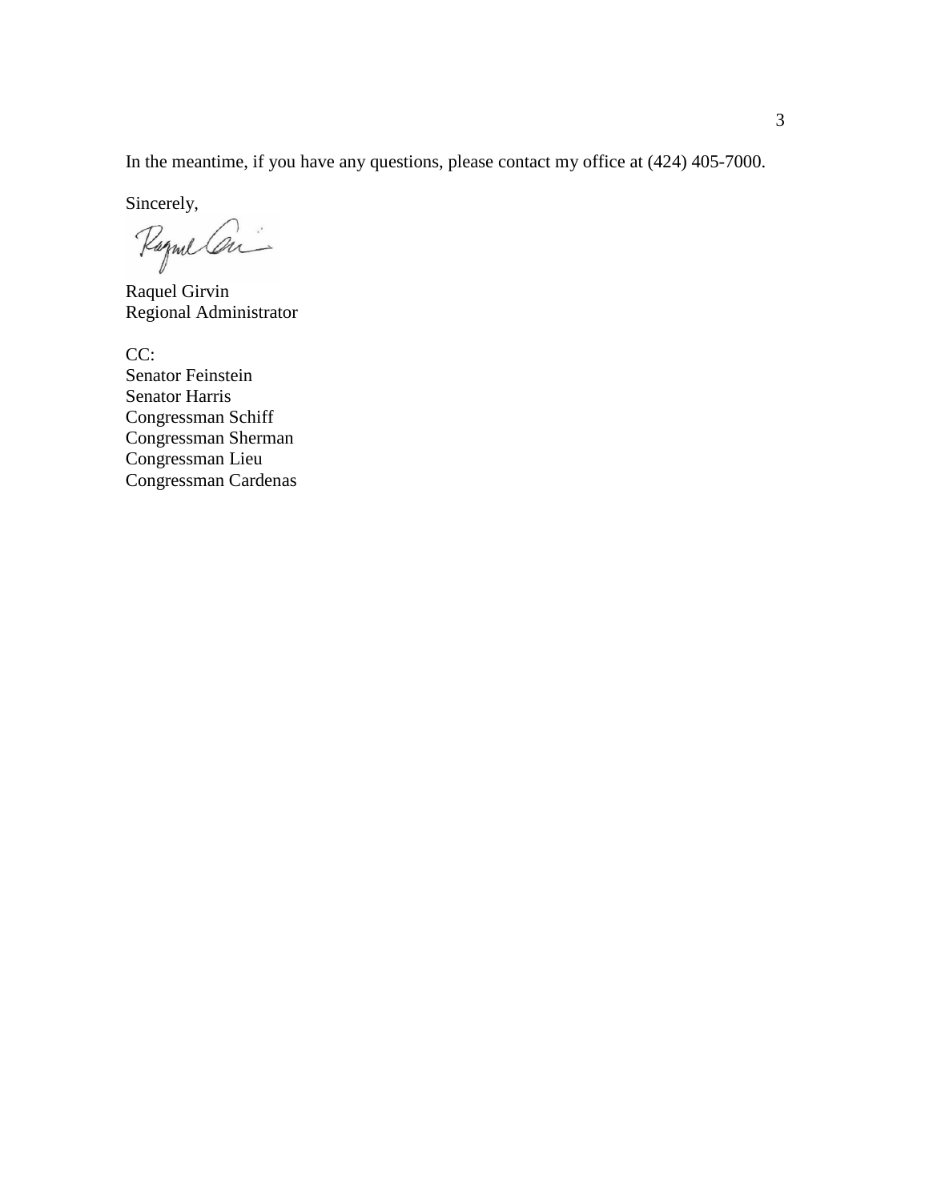In the meantime, if you have any questions, please contact my office at (424) 405-7000.

Sincerely,

Raquel Girvin
Regional Administrator

CC:
Senator Feinstein
Senator Harris
Congressman Schiff
Congressman Sherman
Congressman Lieu
Congressman Cardenas